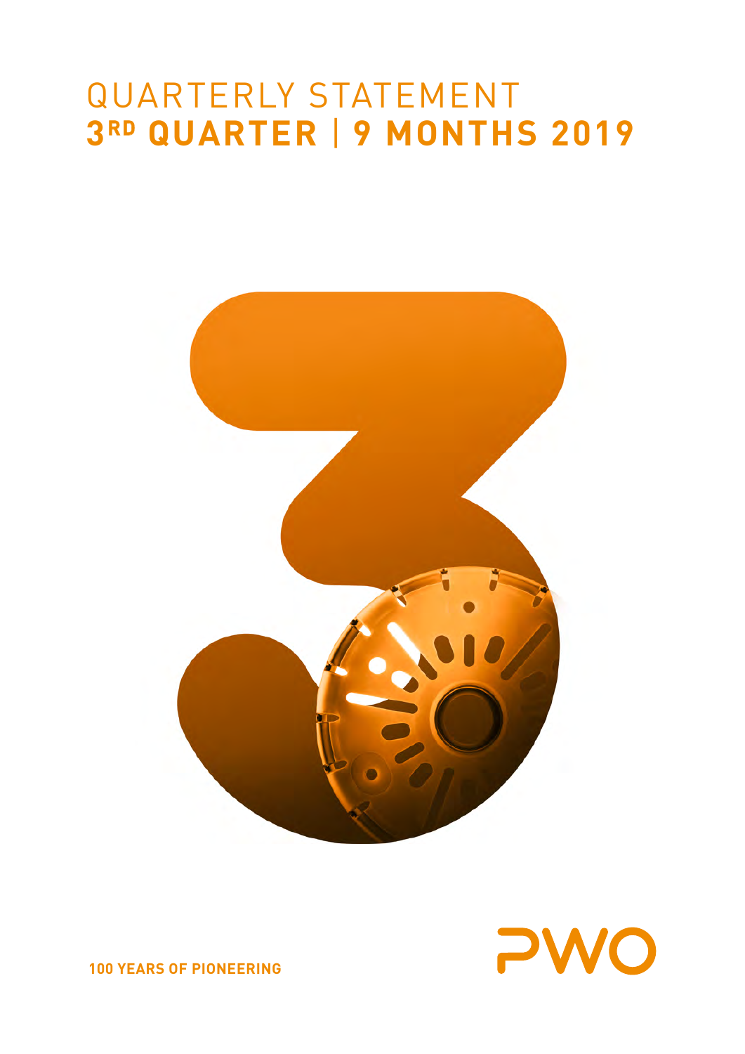# QUARTERLY STATEMENT
# 3RD QUARTER | 9 MONTHS 2019

100 YEARS OF PIONEERING

PWO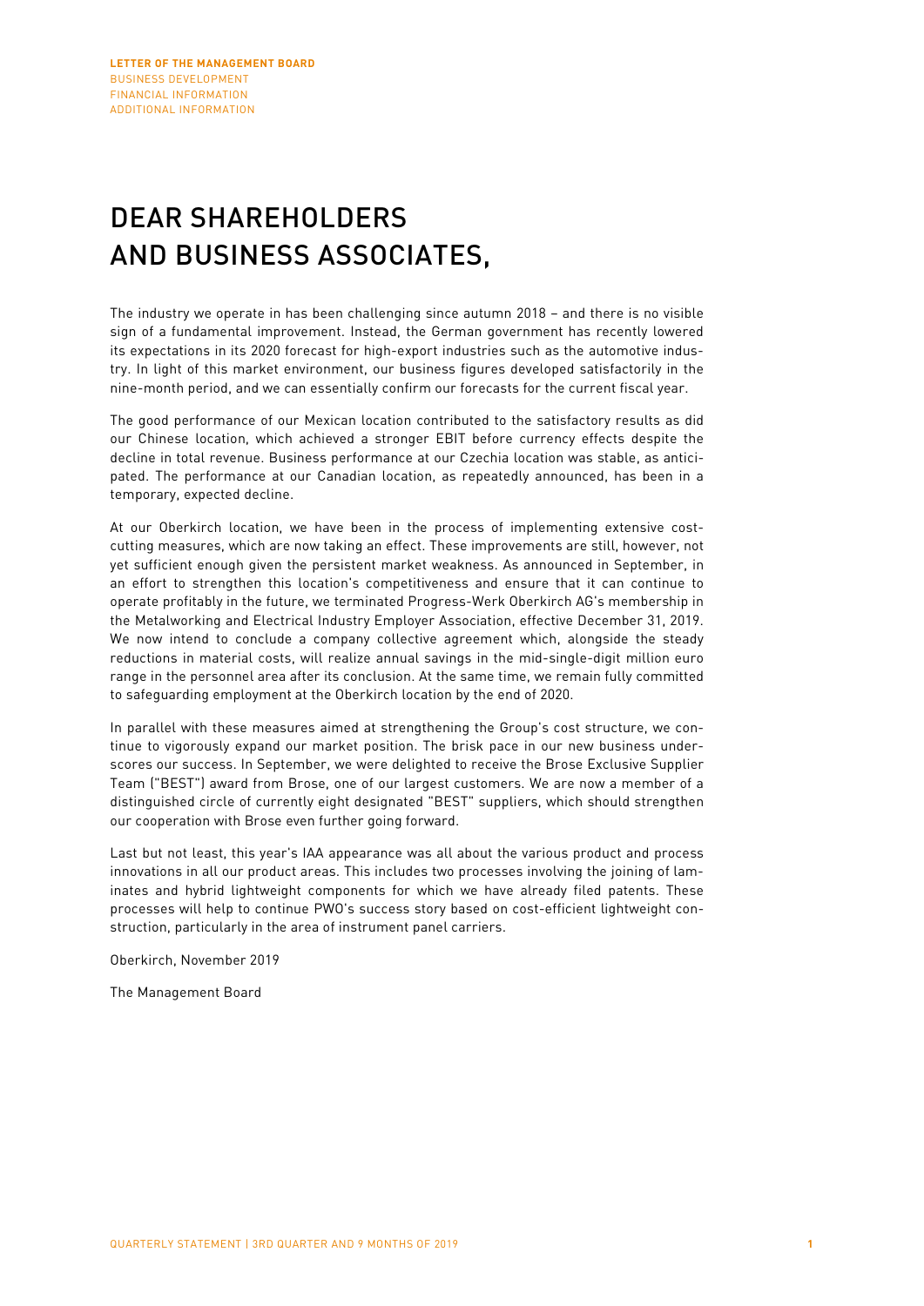# DEAR SHAREHOLDERS AND BUSINESS ASSOCIATES,

The industry we operate in has been challenging since autumn 2018 – and there is no visible sign of a fundamental improvement. Instead, the German government has recently lowered its expectations in its 2020 forecast for high-export industries such as the automotive industry. In light of this market environment, our business figures developed satisfactorily in the nine-month period, and we can essentially confirm our forecasts for the current fiscal year.

The good performance of our Mexican location contributed to the satisfactory results as did our Chinese location, which achieved a stronger EBIT before currency effects despite the decline in total revenue. Business performance at our Czechia location was stable, as anticipated. The performance at our Canadian location, as repeatedly announced, has been in a temporary, expected decline.

At our Oberkirch location, we have been in the process of implementing extensive cost-cutting measures, which are now taking an effect. These improvements are still, however, not yet sufficient enough given the persistent market weakness. As announced in September, in an effort to strengthen this location's competitiveness and ensure that it can continue to operate profitably in the future, we terminated Progress-Werk Oberkirch AG's membership in the Metalworking and Electrical Industry Employer Association, effective December 31, 2019. We now intend to conclude a company collective agreement which, alongside the steady reductions in material costs, will realize annual savings in the mid-single-digit million euro range in the personnel area after its conclusion. At the same time, we remain fully committed to safeguarding employment at the Oberkirch location by the end of 2020.

In parallel with these measures aimed at strengthening the Group's cost structure, we continue to vigorously expand our market position. The brisk pace in our new business underscores our success. In September, we were delighted to receive the Brose Exclusive Supplier Team ("BEST") award from Brose, one of our largest customers. We are now a member of a distinguished circle of currently eight designated "BEST" suppliers, which should strengthen our cooperation with Brose even further going forward.

Last but not least, this year's IAA appearance was all about the various product and process innovations in all our product areas. This includes two processes involving the joining of laminates and hybrid lightweight components for which we have already filed patents. These processes will help to continue PWO's success story based on cost-efficient lightweight construction, particularly in the area of instrument panel carriers.

Oberkirch, November 2019

The Management Board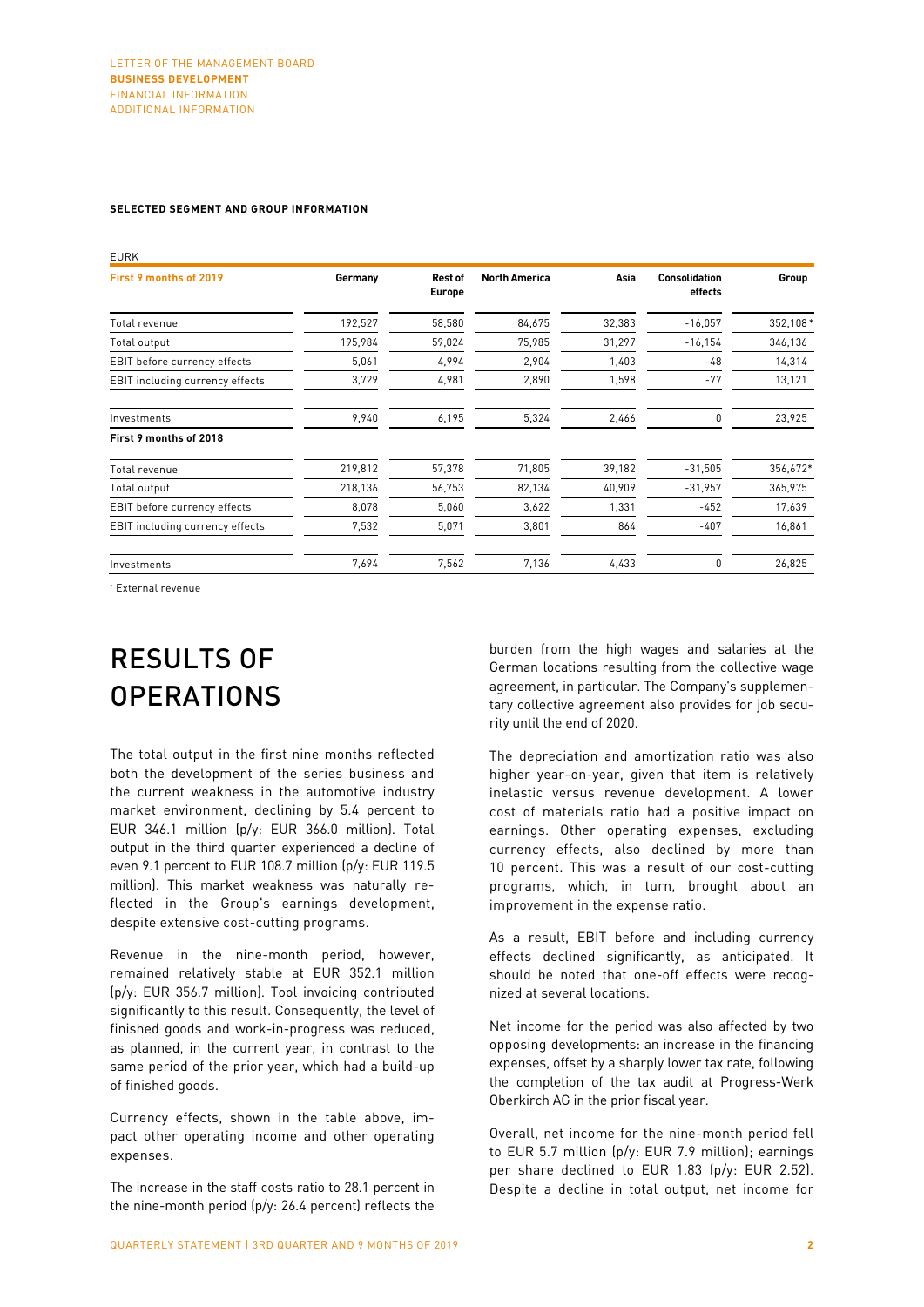**SELECTED SEGMENT AND GROUP INFORMATION**

EURK

| First 9 months of 2019 | Germany | Rest of Europe | North America | Asia | Consolidation effects | Group |
|---|---|---|---|---|---|---|
| Total revenue | 192,527 | 58,580 | 84,675 | 32,383 | -16,057 | 352,108* |
| Total output | 195,984 | 59,024 | 75,985 | 31,297 | -16,154 | 346,136 |
| EBIT before currency effects | 5,061 | 4,994 | 2,904 | 1,403 | -48 | 14,314 |
| EBIT including currency effects | 3,729 | 4,981 | 2,890 | 1,598 | -77 | 13,121 |
| Investments | 9,940 | 6,195 | 5,324 | 2,466 | 0 | 23,925 |
| **First 9 months of 2018** | | | | | | |
| Total revenue | 219,812 | 57,378 | 71,805 | 39,182 | -31,505 | 356,672* |
| Total output | 218,136 | 56,753 | 82,134 | 40,909 | -31,957 | 365,975 |
| EBIT before currency effects | 8,078 | 5,060 | 3,622 | 1,331 | -452 | 17,639 |
| EBIT including currency effects | 7,532 | 5,071 | 3,801 | 864 | -407 | 16,861 |
| Investments | 7,694 | 7,562 | 7,136 | 4,433 | 0 | 26,825 |

* External revenue

# RESULTS OF OPERATIONS

The total output in the first nine months reflected both the development of the series business and the current weakness in the automotive industry market environment, declining by 5.4 percent to EUR 346.1 million (p/y: EUR 366.0 million). Total output in the third quarter experienced a decline of even 9.1 percent to EUR 108.7 million (p/y: EUR 119.5 million). This market weakness was naturally reflected in the Group's earnings development, despite extensive cost-cutting programs.

Revenue in the nine-month period, however, remained relatively stable at EUR 352.1 million (p/y: EUR 356.7 million). Tool invoicing contributed significantly to this result. Consequently, the level of finished goods and work-in-progress was reduced, as planned, in the current year, in contrast to the same period of the prior year, which had a build-up of finished goods.

Currency effects, shown in the table above, impact other operating income and other operating expenses.

The increase in the staff costs ratio to 28.1 percent in the nine-month period (p/y: 26.4 percent) reflects the burden from the high wages and salaries at the German locations resulting from the collective wage agreement, in particular. The Company's supplementary collective agreement also provides for job security until the end of 2020.

The depreciation and amortization ratio was also higher year-on-year, given that item is relatively inelastic versus revenue development. A lower cost of materials ratio had a positive impact on earnings. Other operating expenses, excluding currency effects, also declined by more than 10 percent. This was a result of our cost-cutting programs, which, in turn, brought about an improvement in the expense ratio.

As a result, EBIT before and including currency effects declined significantly, as anticipated. It should be noted that one-off effects were recognized at several locations.

Net income for the period was also affected by two opposing developments: an increase in the financing expenses, offset by a sharply lower tax rate, following the completion of the tax audit at Progress-Werk Oberkirch AG in the prior fiscal year.

Overall, net income for the nine-month period fell to EUR 5.7 million (p/y: EUR 7.9 million); earnings per share declined to EUR 1.83 (p/y: EUR 2.52). Despite a decline in total output, net income for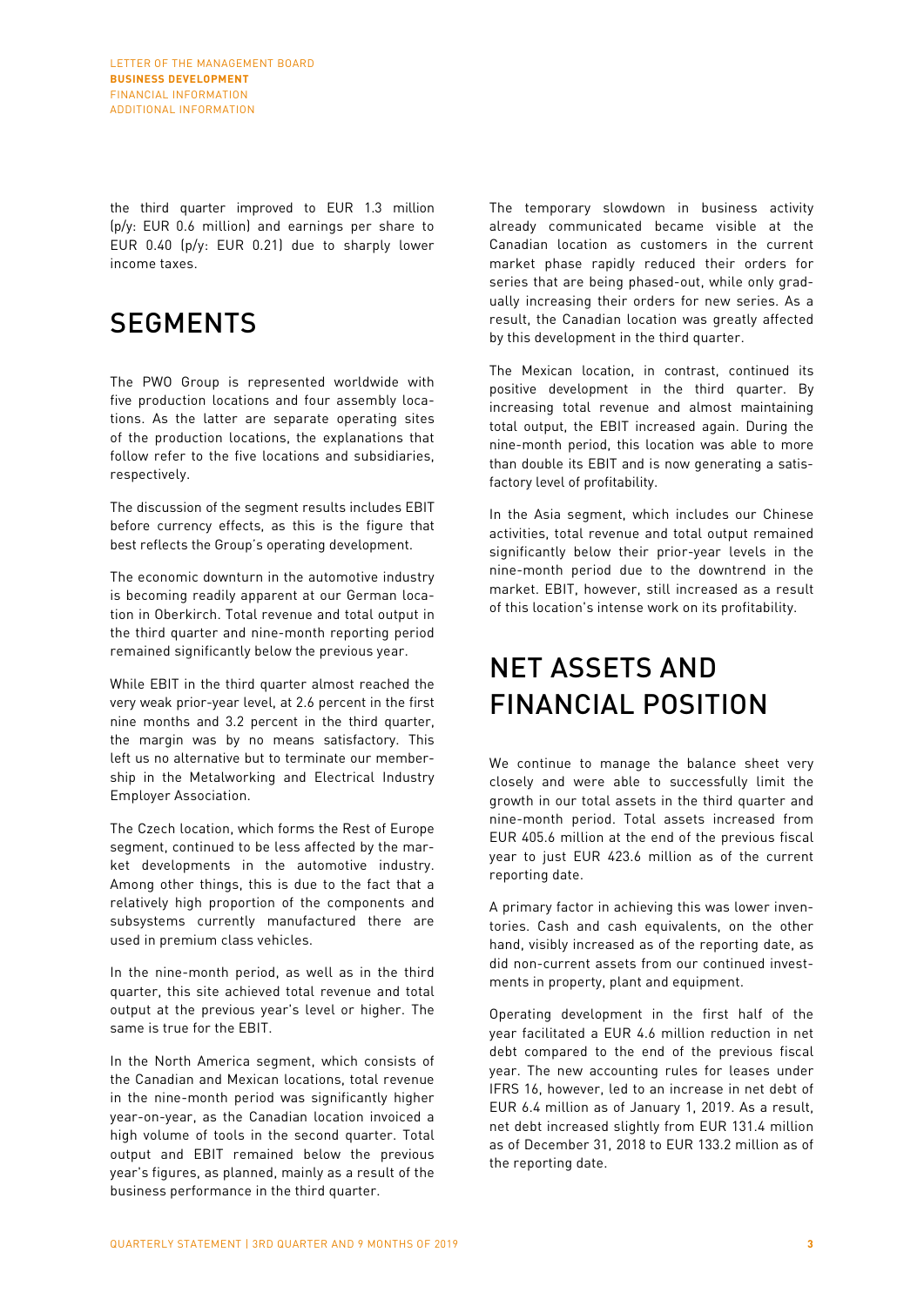the third quarter improved to EUR 1.3 million (p/y: EUR 0.6 million) and earnings per share to EUR 0.40 (p/y: EUR 0.21) due to sharply lower income taxes.

## SEGMENTS

The PWO Group is represented worldwide with five production locations and four assembly locations. As the latter are separate operating sites of the production locations, the explanations that follow refer to the five locations and subsidiaries, respectively.

The discussion of the segment results includes EBIT before currency effects, as this is the figure that best reflects the Group's operating development.

The economic downturn in the automotive industry is becoming readily apparent at our German location in Oberkirch. Total revenue and total output in the third quarter and nine-month reporting period remained significantly below the previous year.

While EBIT in the third quarter almost reached the very weak prior-year level, at 2.6 percent in the first nine months and 3.2 percent in the third quarter, the margin was by no means satisfactory. This left us no alternative but to terminate our membership in the Metalworking and Electrical Industry Employer Association.

The Czech location, which forms the Rest of Europe segment, continued to be less affected by the market developments in the automotive industry. Among other things, this is due to the fact that a relatively high proportion of the components and subsystems currently manufactured there are used in premium class vehicles.

In the nine-month period, as well as in the third quarter, this site achieved total revenue and total output at the previous year's level or higher. The same is true for the EBIT.

In the North America segment, which consists of the Canadian and Mexican locations, total revenue in the nine-month period was significantly higher year-on-year, as the Canadian location invoiced a high volume of tools in the second quarter. Total output and EBIT remained below the previous year's figures, as planned, mainly as a result of the business performance in the third quarter.

The temporary slowdown in business activity already communicated became visible at the Canadian location as customers in the current market phase rapidly reduced their orders for series that are being phased-out, while only gradually increasing their orders for new series. As a result, the Canadian location was greatly affected by this development in the third quarter.

The Mexican location, in contrast, continued its positive development in the third quarter. By increasing total revenue and almost maintaining total output, the EBIT increased again. During the nine-month period, this location was able to more than double its EBIT and is now generating a satisfactory level of profitability.

In the Asia segment, which includes our Chinese activities, total revenue and total output remained significantly below their prior-year levels in the nine-month period due to the downtrend in the market. EBIT, however, still increased as a result of this location's intense work on its profitability.

## NET ASSETS AND FINANCIAL POSITION

We continue to manage the balance sheet very closely and were able to successfully limit the growth in our total assets in the third quarter and nine-month period. Total assets increased from EUR 405.6 million at the end of the previous fiscal year to just EUR 423.6 million as of the current reporting date.

A primary factor in achieving this was lower inventories. Cash and cash equivalents, on the other hand, visibly increased as of the reporting date, as did non-current assets from our continued investments in property, plant and equipment.

Operating development in the first half of the year facilitated a EUR 4.6 million reduction in net debt compared to the end of the previous fiscal year. The new accounting rules for leases under IFRS 16, however, led to an increase in net debt of EUR 6.4 million as of January 1, 2019. As a result, net debt increased slightly from EUR 131.4 million as of December 31, 2018 to EUR 133.2 million as of the reporting date.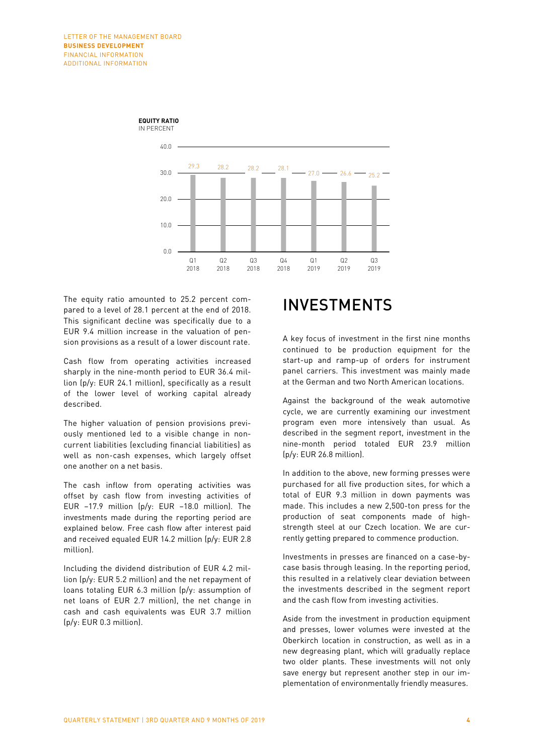**EQUITY RATIO**
IN PERCENT

| Q1 2018 | Q2 2018 | Q3 2018 | Q4 2018 | Q1 2019 | Q2 2019 | Q3 2019 |
|---|---|---|---|---|---|---|
| 29.3 | 28.2 | 28.2 | 28.1 | 27.0 | 26.6 | 25.2 |

The equity ratio amounted to 25.2 percent compared to a level of 28.1 percent at the end of 2018. This significant decline was specifically due to a EUR 9.4 million increase in the valuation of pension provisions as a result of a lower discount rate.

Cash flow from operating activities increased sharply in the nine-month period to EUR 36.4 million (p/y: EUR 24.1 million), specifically as a result of the lower level of working capital already described.

The higher valuation of pension provisions previously mentioned led to a visible change in non-current liabilities (excluding financial liabilities) as well as non-cash expenses, which largely offset one another on a net basis.

The cash inflow from operating activities was offset by cash flow from investing activities of EUR –17.9 million (p/y: EUR –18.0 million). The investments made during the reporting period are explained below. Free cash flow after interest paid and received equaled EUR 14.2 million (p/y: EUR 2.8 million).

Including the dividend distribution of EUR 4.2 million (p/y: EUR 5.2 million) and the net repayment of loans totaling EUR 6.3 million (p/y: assumption of net loans of EUR 2.7 million), the net change in cash and cash equivalents was EUR 3.7 million (p/y: EUR 0.3 million).

# INVESTMENTS

A key focus of investment in the first nine months continued to be production equipment for the start-up and ramp-up of orders for instrument panel carriers. This investment was mainly made at the German and two North American locations.

Against the background of the weak automotive cycle, we are currently examining our investment program even more intensively than usual. As described in the segment report, investment in the nine-month period totaled EUR 23.9 million (p/y: EUR 26.8 million).

In addition to the above, new forming presses were purchased for all five production sites, for which a total of EUR 9.3 million in down payments was made. This includes a new 2,500-ton press for the production of seat components made of high-strength steel at our Czech location. We are currently getting prepared to commence production.

Investments in presses are financed on a case-by-case basis through leasing. In the reporting period, this resulted in a relatively clear deviation between the investments described in the segment report and the cash flow from investing activities.

Aside from the investment in production equipment and presses, lower volumes were invested at the Oberkirch location in construction, as well as in a new degreasing plant, which will gradually replace two older plants. These investments will not only save energy but represent another step in our implementation of environmentally friendly measures.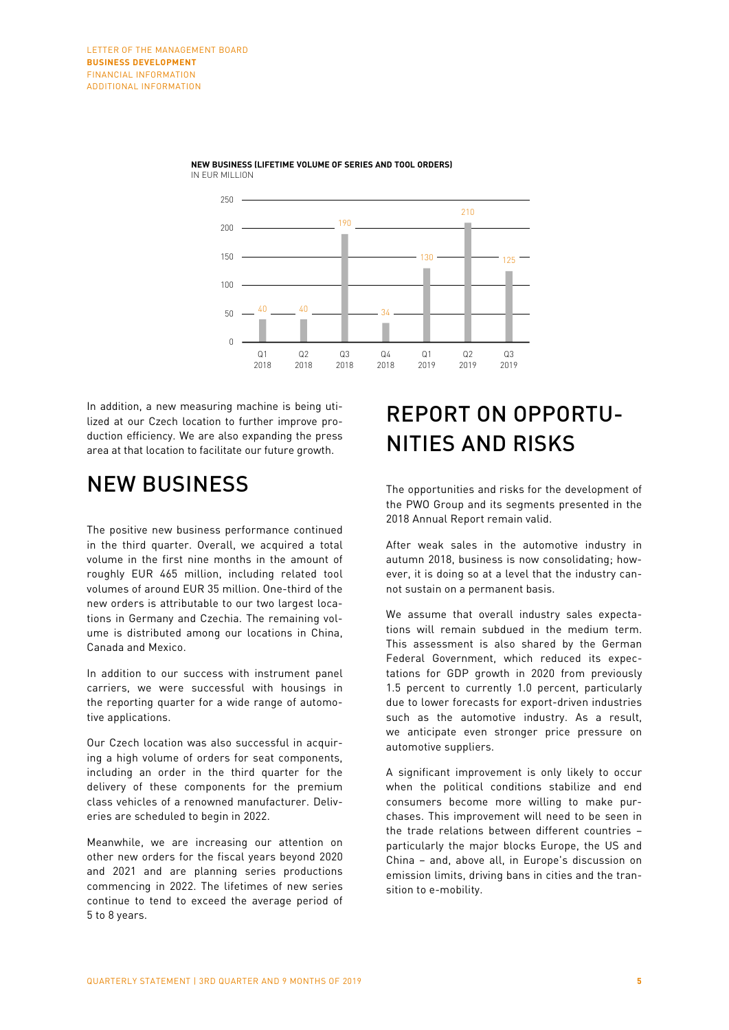**NEW BUSINESS (LIFETIME VOLUME OF SERIES AND TOOL ORDERS)**
IN EUR MILLION

| Quarter | Q1 2018 | Q2 2018 | Q3 2018 | Q4 2018 | Q1 2019 | Q2 2019 | Q3 2019 |
|---|---|---|---|---|---|---|---|
| EUR million | 40 | 40 | 190 | 34 | 130 | 210 | 125 |

In addition, a new measuring machine is being utilized at our Czech location to further improve production efficiency. We are also expanding the press area at that location to facilitate our future growth.

# NEW BUSINESS

The positive new business performance continued in the third quarter. Overall, we acquired a total volume in the first nine months in the amount of roughly EUR 465 million, including related tool volumes of around EUR 35 million. One-third of the new orders is attributable to our two largest locations in Germany and Czechia. The remaining volume is distributed among our locations in China, Canada and Mexico.

In addition to our success with instrument panel carriers, we were successful with housings in the reporting quarter for a wide range of automotive applications.

Our Czech location was also successful in acquiring a high volume of orders for seat components, including an order in the third quarter for the delivery of these components for the premium class vehicles of a renowned manufacturer. Deliveries are scheduled to begin in 2022.

Meanwhile, we are increasing our attention on other new orders for the fiscal years beyond 2020 and 2021 and are planning series productions commencing in 2022. The lifetimes of new series continue to tend to exceed the average period of 5 to 8 years.

# REPORT ON OPPORTUNITIES AND RISKS

The opportunities and risks for the development of the PWO Group and its segments presented in the 2018 Annual Report remain valid.

After weak sales in the automotive industry in autumn 2018, business is now consolidating; however, it is doing so at a level that the industry cannot sustain on a permanent basis.

We assume that overall industry sales expectations will remain subdued in the medium term. This assessment is also shared by the German Federal Government, which reduced its expectations for GDP growth in 2020 from previously 1.5 percent to currently 1.0 percent, particularly due to lower forecasts for export-driven industries such as the automotive industry. As a result, we anticipate even stronger price pressure on automotive suppliers.

A significant improvement is only likely to occur when the political conditions stabilize and end consumers become more willing to make purchases. This improvement will need to be seen in the trade relations between different countries – particularly the major blocks Europe, the US and China – and, above all, in Europe's discussion on emission limits, driving bans in cities and the transition to e-mobility.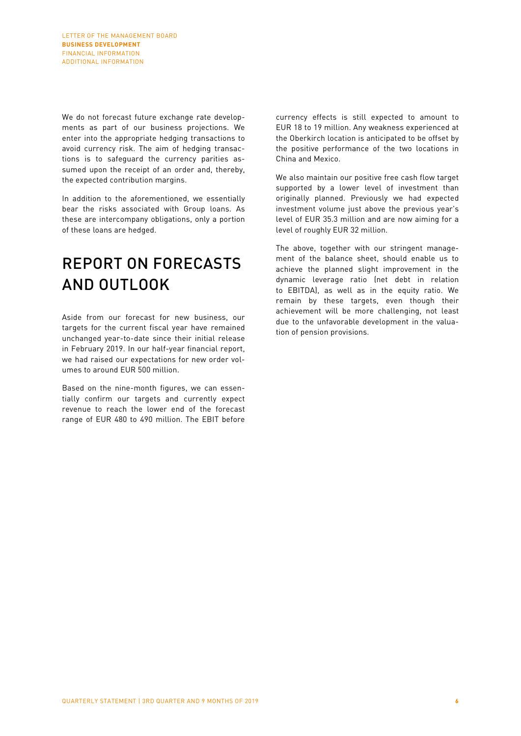We do not forecast future exchange rate developments as part of our business projections. We enter into the appropriate hedging transactions to avoid currency risk. The aim of hedging transactions is to safeguard the currency parities assumed upon the receipt of an order and, thereby, the expected contribution margins.

In addition to the aforementioned, we essentially bear the risks associated with Group loans. As these are intercompany obligations, only a portion of these loans are hedged.

# REPORT ON FORECASTS AND OUTLOOK

Aside from our forecast for new business, our targets for the current fiscal year have remained unchanged year-to-date since their initial release in February 2019. In our half-year financial report, we had raised our expectations for new order volumes to around EUR 500 million.

Based on the nine-month figures, we can essentially confirm our targets and currently expect revenue to reach the lower end of the forecast range of EUR 480 to 490 million. The EBIT before currency effects is still expected to amount to EUR 18 to 19 million. Any weakness experienced at the Oberkirch location is anticipated to be offset by the positive performance of the two locations in China and Mexico.

We also maintain our positive free cash flow target supported by a lower level of investment than originally planned. Previously we had expected investment volume just above the previous year's level of EUR 35.3 million and are now aiming for a level of roughly EUR 32 million.

The above, together with our stringent management of the balance sheet, should enable us to achieve the planned slight improvement in the dynamic leverage ratio (net debt in relation to EBITDA), as well as in the equity ratio. We remain by these targets, even though their achievement will be more challenging, not least due to the unfavorable development in the valuation of pension provisions.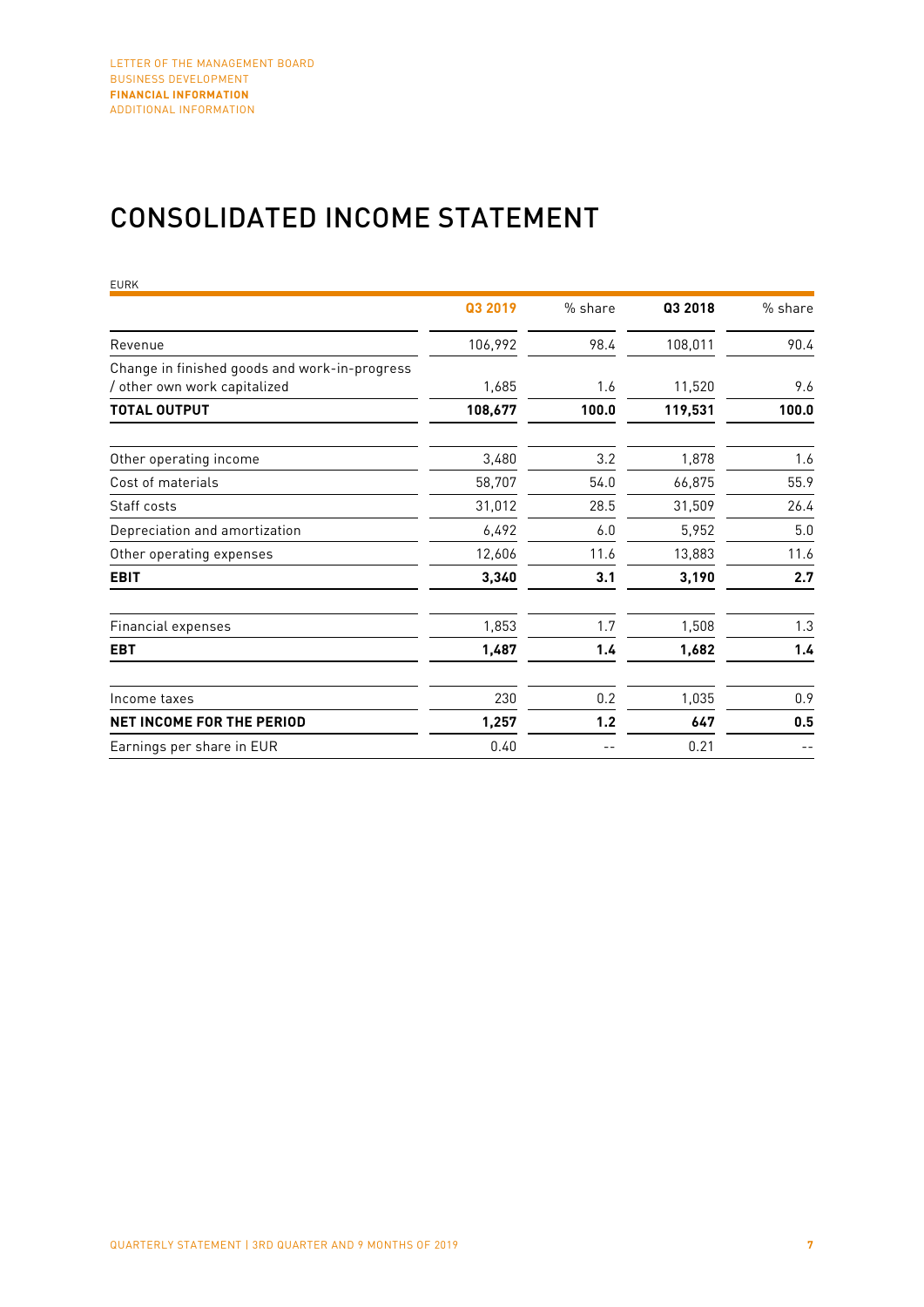# CONSOLIDATED INCOME STATEMENT

EURK

| | Q3 2019 | % share | Q3 2018 | % share |
|---|---|---|---|---|
| Revenue | 106,992 | 98.4 | 108,011 | 90.4 |
| Change in finished goods and work-in-progress / other own work capitalized | 1,685 | 1.6 | 11,520 | 9.6 |
| **TOTAL OUTPUT** | **108,677** | **100.0** | **119,531** | **100.0** |
| Other operating income | 3,480 | 3.2 | 1,878 | 1.6 |
| Cost of materials | 58,707 | 54.0 | 66,875 | 55.9 |
| Staff costs | 31,012 | 28.5 | 31,509 | 26.4 |
| Depreciation and amortization | 6,492 | 6.0 | 5,952 | 5.0 |
| Other operating expenses | 12,606 | 11.6 | 13,883 | 11.6 |
| **EBIT** | **3,340** | **3.1** | **3,190** | **2.7** |
| Financial expenses | 1,853 | 1.7 | 1,508 | 1.3 |
| **EBT** | **1,487** | **1.4** | **1,682** | **1.4** |
| Income taxes | 230 | 0.2 | 1,035 | 0.9 |
| **NET INCOME FOR THE PERIOD** | **1,257** | **1.2** | **647** | **0.5** |
| Earnings per share in EUR | 0.40 | -- | 0.21 | -- |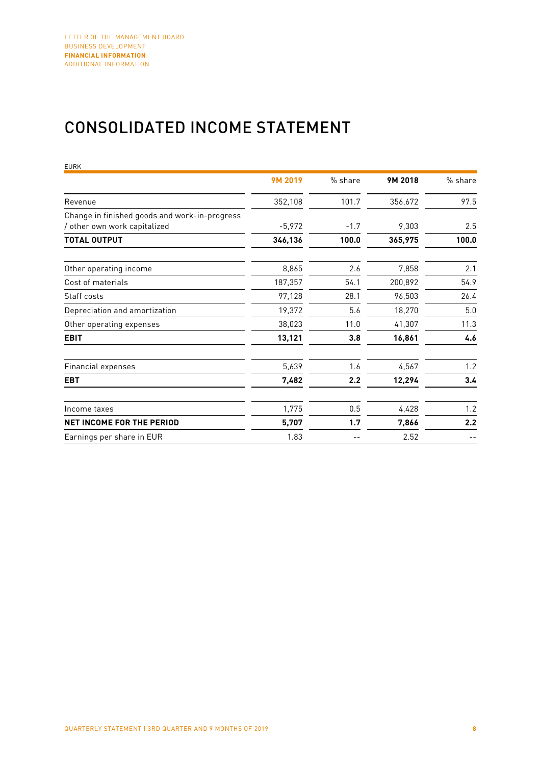# CONSOLIDATED INCOME STATEMENT

EURK

| | 9M 2019 | % share | 9M 2018 | % share |
|---|---|---|---|---|
| Revenue | 352,108 | 101.7 | 356,672 | 97.5 |
| Change in finished goods and work-in-progress / other own work capitalized | -5,972 | -1.7 | 9,303 | 2.5 |
| **TOTAL OUTPUT** | **346,136** | **100.0** | **365,975** | **100.0** |
| Other operating income | 8,865 | 2.6 | 7,858 | 2.1 |
| Cost of materials | 187,357 | 54.1 | 200,892 | 54.9 |
| Staff costs | 97,128 | 28.1 | 96,503 | 26.4 |
| Depreciation and amortization | 19,372 | 5.6 | 18,270 | 5.0 |
| Other operating expenses | 38,023 | 11.0 | 41,307 | 11.3 |
| **EBIT** | **13,121** | **3.8** | **16,861** | **4.6** |
| Financial expenses | 5,639 | 1.6 | 4,567 | 1.2 |
| **EBT** | **7,482** | **2.2** | **12,294** | **3.4** |
| Income taxes | 1,775 | 0.5 | 4,428 | 1.2 |
| **NET INCOME FOR THE PERIOD** | **5,707** | **1.7** | **7,866** | **2.2** |
| Earnings per share in EUR | 1.83 | -- | 2.52 | -- |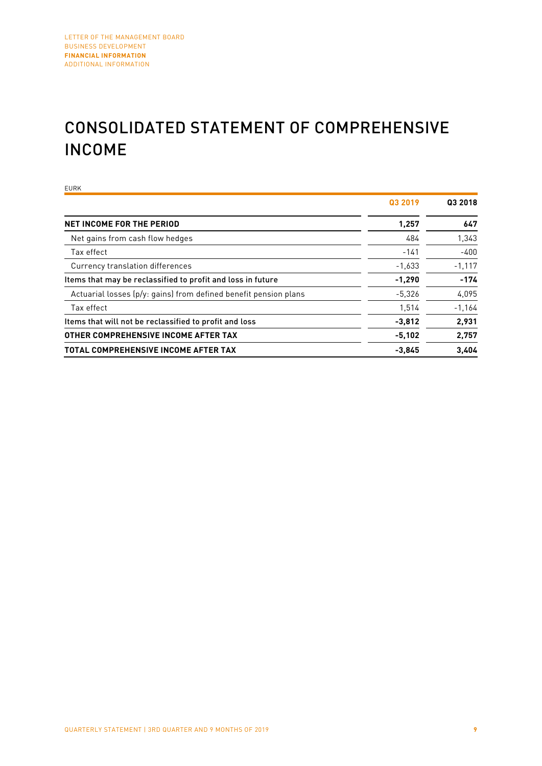# CONSOLIDATED STATEMENT OF COMPREHENSIVE INCOME

EURK

| | Q3 2019 | Q3 2018 |
|---|---|---|
| **NET INCOME FOR THE PERIOD** | **1,257** | **647** |
| Net gains from cash flow hedges | 484 | 1,343 |
| Tax effect | -141 | -400 |
| Currency translation differences | -1,633 | -1,117 |
| **Items that may be reclassified to profit and loss in future** | **-1,290** | **-174** |
| Actuarial losses (p/y: gains) from defined benefit pension plans | -5,326 | 4,095 |
| Tax effect | 1,514 | -1,164 |
| **Items that will not be reclassified to profit and loss** | **-3,812** | **2,931** |
| **OTHER COMPREHENSIVE INCOME AFTER TAX** | **-5,102** | **2,757** |
| **TOTAL COMPREHENSIVE INCOME AFTER TAX** | **-3,845** | **3,404** |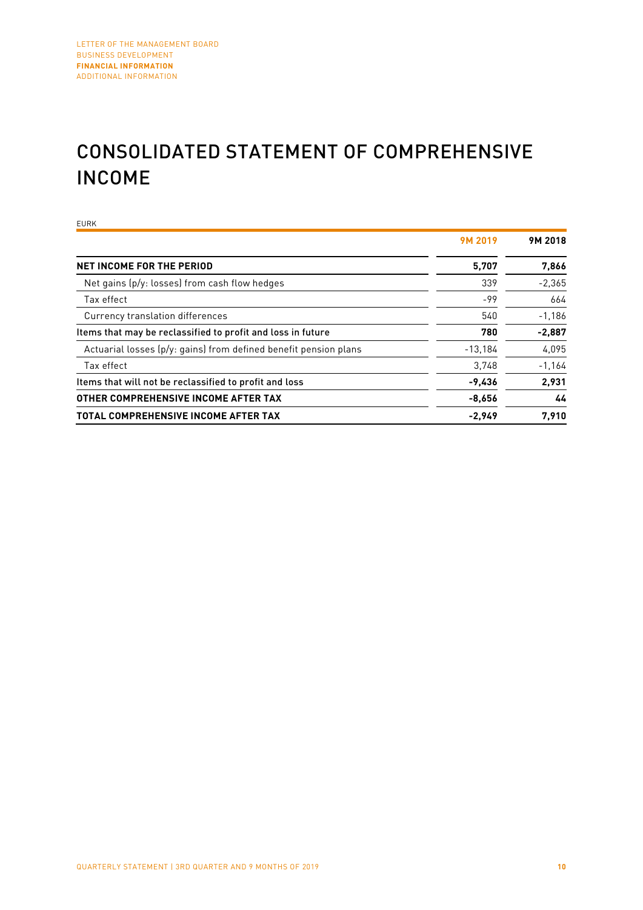# CONSOLIDATED STATEMENT OF COMPREHENSIVE INCOME

EURK

| | 9M 2019 | 9M 2018 |
|---|---|---|
| **NET INCOME FOR THE PERIOD** | **5,707** | **7,866** |
| Net gains (p/y: losses) from cash flow hedges | 339 | -2,365 |
| Tax effect | -99 | 664 |
| Currency translation differences | 540 | -1,186 |
| **Items that may be reclassified to profit and loss in future** | **780** | **-2,887** |
| Actuarial losses (p/y: gains) from defined benefit pension plans | -13,184 | 4,095 |
| Tax effect | 3,748 | -1,164 |
| **Items that will not be reclassified to profit and loss** | **-9,436** | **2,931** |
| **OTHER COMPREHENSIVE INCOME AFTER TAX** | **-8,656** | **44** |
| **TOTAL COMPREHENSIVE INCOME AFTER TAX** | **-2,949** | **7,910** |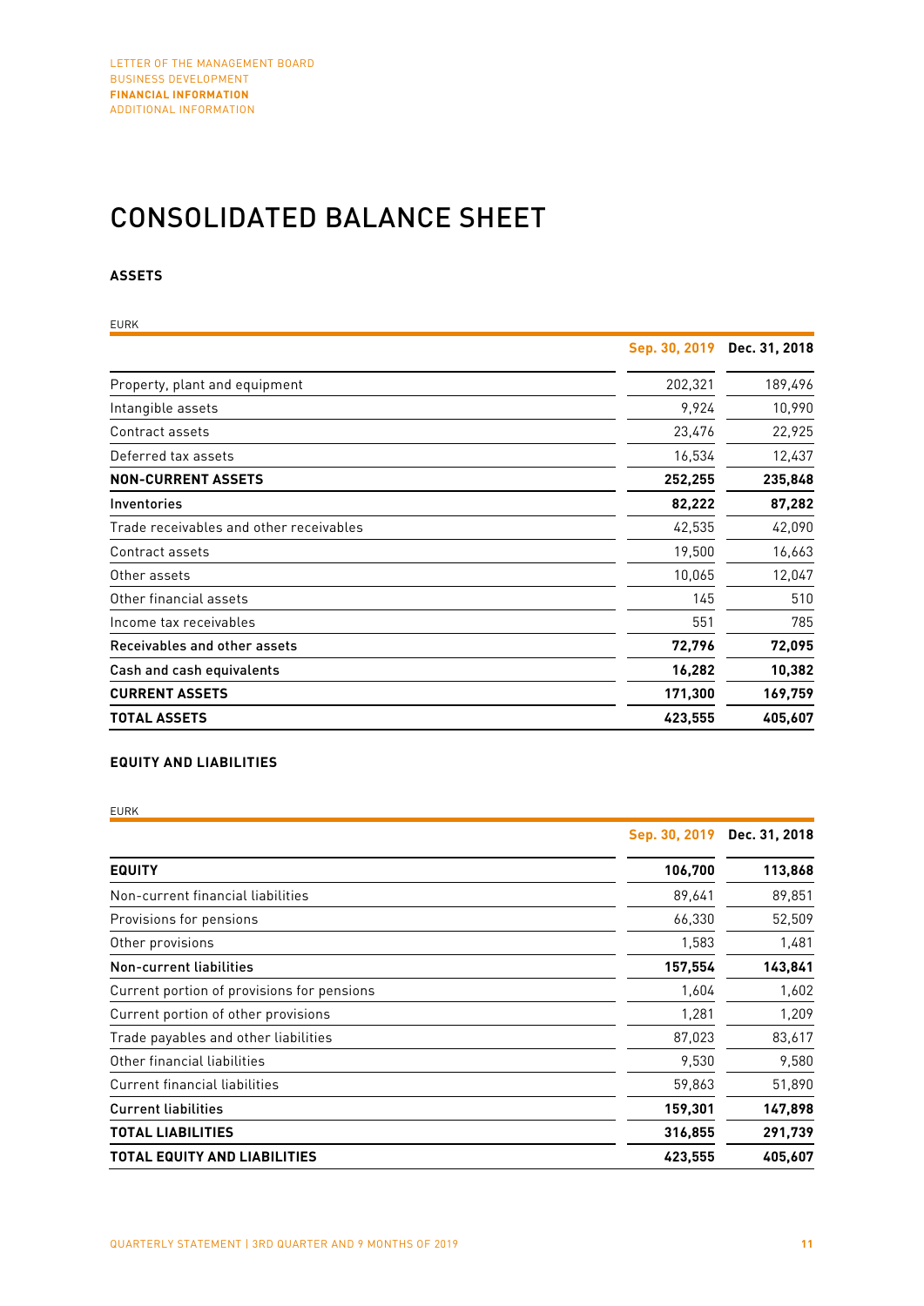# CONSOLIDATED BALANCE SHEET

## ASSETS

EURK

| | Sep. 30, 2019 | Dec. 31, 2018 |
|---|---|---|
| Property, plant and equipment | 202,321 | 189,496 |
| Intangible assets | 9,924 | 10,990 |
| Contract assets | 23,476 | 22,925 |
| Deferred tax assets | 16,534 | 12,437 |
| **NON-CURRENT ASSETS** | **252,255** | **235,848** |
| **Inventories** | **82,222** | **87,282** |
| Trade receivables and other receivables | 42,535 | 42,090 |
| Contract assets | 19,500 | 16,663 |
| Other assets | 10,065 | 12,047 |
| Other financial assets | 145 | 510 |
| Income tax receivables | 551 | 785 |
| **Receivables and other assets** | **72,796** | **72,095** |
| **Cash and cash equivalents** | **16,282** | **10,382** |
| **CURRENT ASSETS** | **171,300** | **169,759** |
| **TOTAL ASSETS** | **423,555** | **405,607** |

## EQUITY AND LIABILITIES

EURK

| | Sep. 30, 2019 | Dec. 31, 2018 |
|---|---|---|
| **EQUITY** | **106,700** | **113,868** |
| Non-current financial liabilities | 89,641 | 89,851 |
| Provisions for pensions | 66,330 | 52,509 |
| Other provisions | 1,583 | 1,481 |
| **Non-current liabilities** | **157,554** | **143,841** |
| Current portion of provisions for pensions | 1,604 | 1,602 |
| Current portion of other provisions | 1,281 | 1,209 |
| Trade payables and other liabilities | 87,023 | 83,617 |
| Other financial liabilities | 9,530 | 9,580 |
| Current financial liabilities | 59,863 | 51,890 |
| **Current liabilities** | **159,301** | **147,898** |
| **TOTAL LIABILITIES** | **316,855** | **291,739** |
| **TOTAL EQUITY AND LIABILITIES** | **423,555** | **405,607** |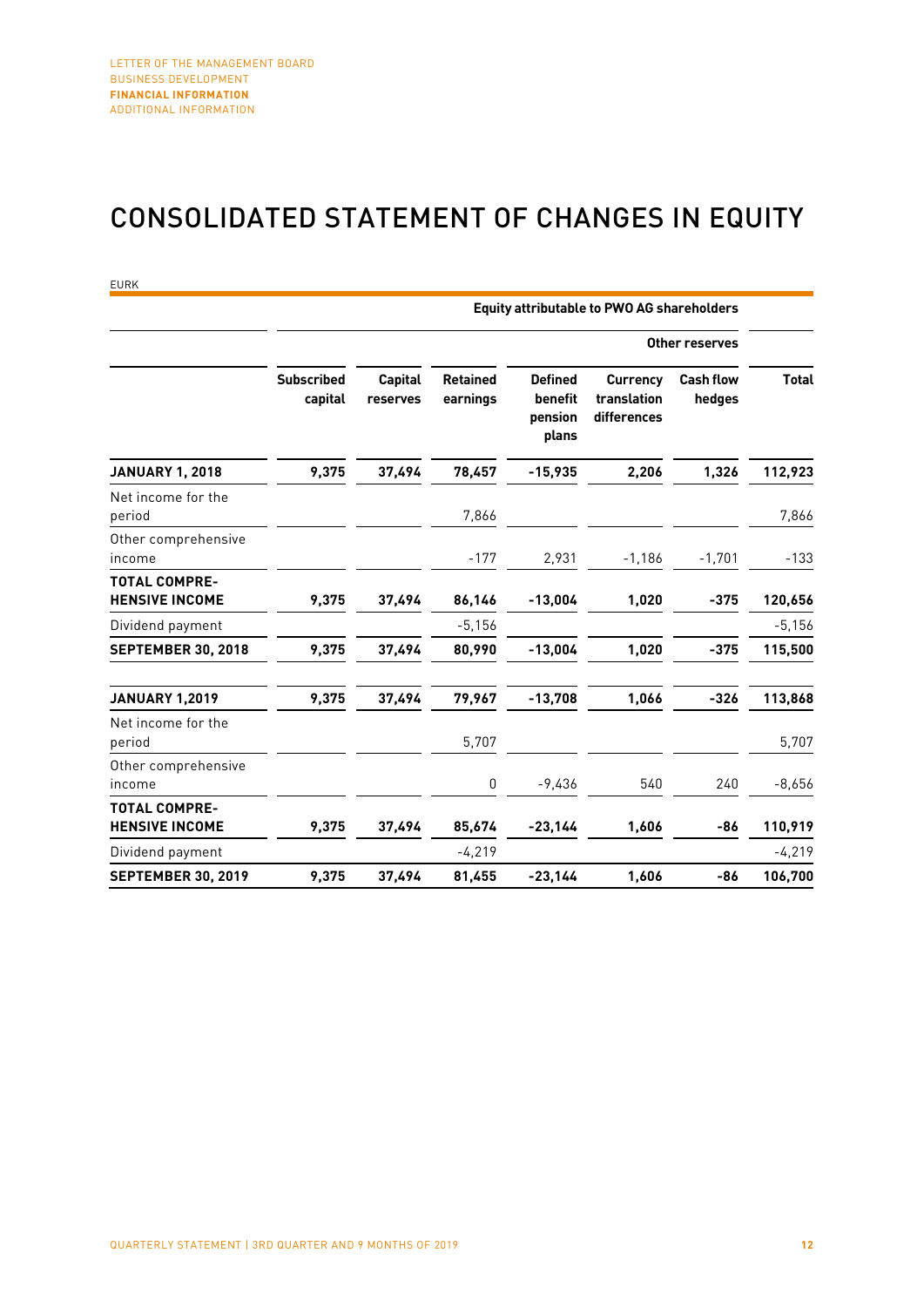# CONSOLIDATED STATEMENT OF CHANGES IN EQUITY

EURK

| | Equity attributable to PWO AG shareholders | | | | | | |
|---|---|---|---|---|---|---|---|
| | | | | Other reserves | | | |
| | Subscribed capital | Capital reserves | Retained earnings | Defined benefit pension plans | Currency translation differences | Cash flow hedges | Total |
| **JANUARY 1, 2018** | **9,375** | **37,494** | **78,457** | **-15,935** | **2,206** | **1,326** | **112,923** |
| Net income for the period | | | 7,866 | | | | 7,866 |
| Other comprehensive income | | | -177 | 2,931 | -1,186 | -1,701 | -133 |
| **TOTAL COMPREHENSIVE INCOME** | **9,375** | **37,494** | **86,146** | **-13,004** | **1,020** | **-375** | **120,656** |
| Dividend payment | | | -5,156 | | | | -5,156 |
| **SEPTEMBER 30, 2018** | **9,375** | **37,494** | **80,990** | **-13,004** | **1,020** | **-375** | **115,500** |
| **JANUARY 1,2019** | **9,375** | **37,494** | **79,967** | **-13,708** | **1,066** | **-326** | **113,868** |
| Net income for the period | | | 5,707 | | | | 5,707 |
| Other comprehensive income | | | 0 | -9,436 | 540 | 240 | -8,656 |
| **TOTAL COMPREHENSIVE INCOME** | **9,375** | **37,494** | **85,674** | **-23,144** | **1,606** | **-86** | **110,919** |
| Dividend payment | | | -4,219 | | | | -4,219 |
| **SEPTEMBER 30, 2019** | **9,375** | **37,494** | **81,455** | **-23,144** | **1,606** | **-86** | **106,700** |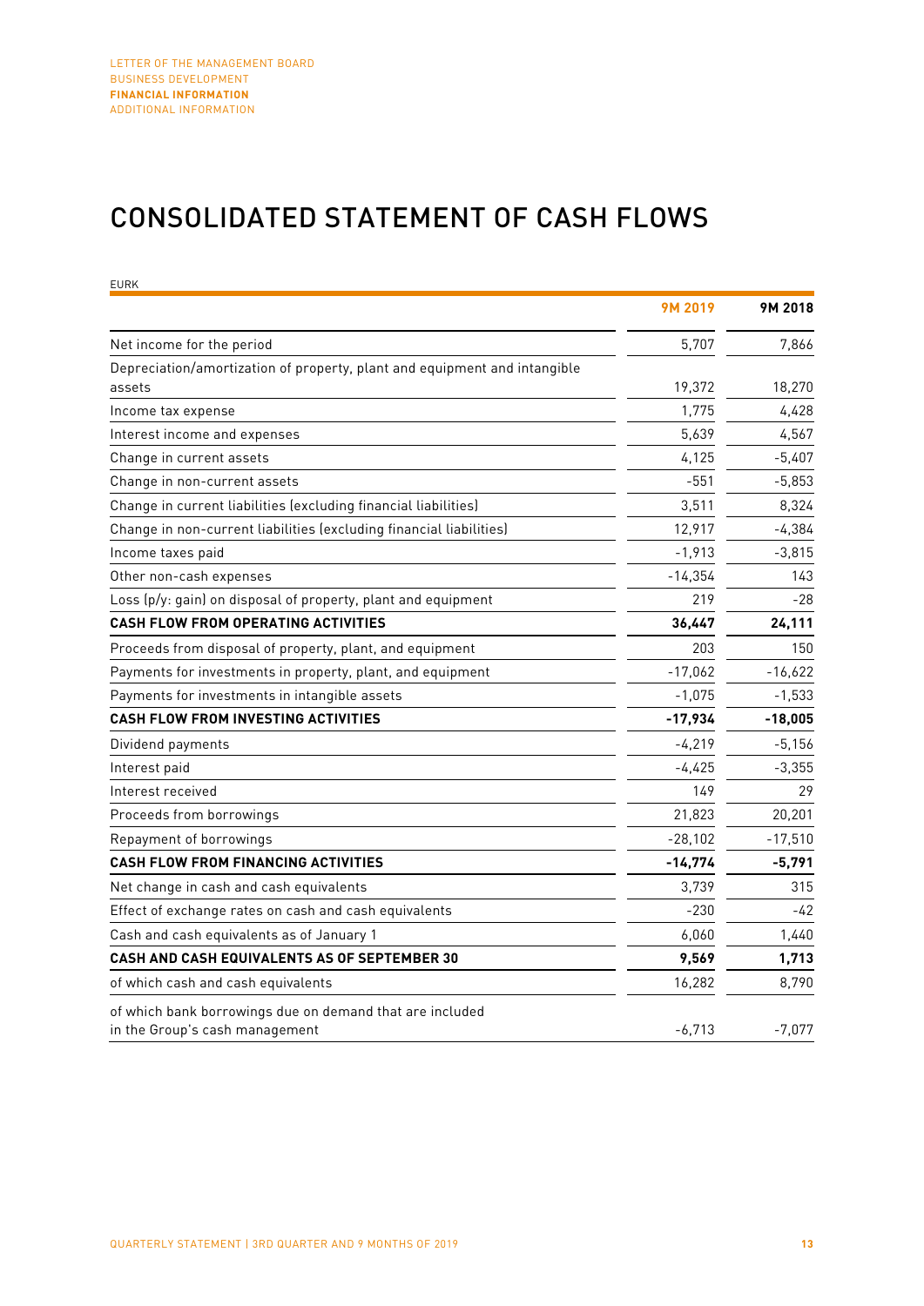# CONSOLIDATED STATEMENT OF CASH FLOWS

EURK

| | 9M 2019 | 9M 2018 |
|---|---|---|
| Net income for the period | 5,707 | 7,866 |
| Depreciation/amortization of property, plant and equipment and intangible assets | 19,372 | 18,270 |
| Income tax expense | 1,775 | 4,428 |
| Interest income and expenses | 5,639 | 4,567 |
| Change in current assets | 4,125 | -5,407 |
| Change in non-current assets | -551 | -5,853 |
| Change in current liabilities (excluding financial liabilities) | 3,511 | 8,324 |
| Change in non-current liabilities (excluding financial liabilities) | 12,917 | -4,384 |
| Income taxes paid | -1,913 | -3,815 |
| Other non-cash expenses | -14,354 | 143 |
| Loss (p/y: gain) on disposal of property, plant and equipment | 219 | -28 |
| **CASH FLOW FROM OPERATING ACTIVITIES** | **36,447** | **24,111** |
| Proceeds from disposal of property, plant, and equipment | 203 | 150 |
| Payments for investments in property, plant, and equipment | -17,062 | -16,622 |
| Payments for investments in intangible assets | -1,075 | -1,533 |
| **CASH FLOW FROM INVESTING ACTIVITIES** | **-17,934** | **-18,005** |
| Dividend payments | -4,219 | -5,156 |
| Interest paid | -4,425 | -3,355 |
| Interest received | 149 | 29 |
| Proceeds from borrowings | 21,823 | 20,201 |
| Repayment of borrowings | -28,102 | -17,510 |
| **CASH FLOW FROM FINANCING ACTIVITIES** | **-14,774** | **-5,791** |
| Net change in cash and cash equivalents | 3,739 | 315 |
| Effect of exchange rates on cash and cash equivalents | -230 | -42 |
| Cash and cash equivalents as of January 1 | 6,060 | 1,440 |
| **CASH AND CASH EQUIVALENTS AS OF SEPTEMBER 30** | **9,569** | **1,713** |
| of which cash and cash equivalents | 16,282 | 8,790 |
| of which bank borrowings due on demand that are included in the Group's cash management | -6,713 | -7,077 |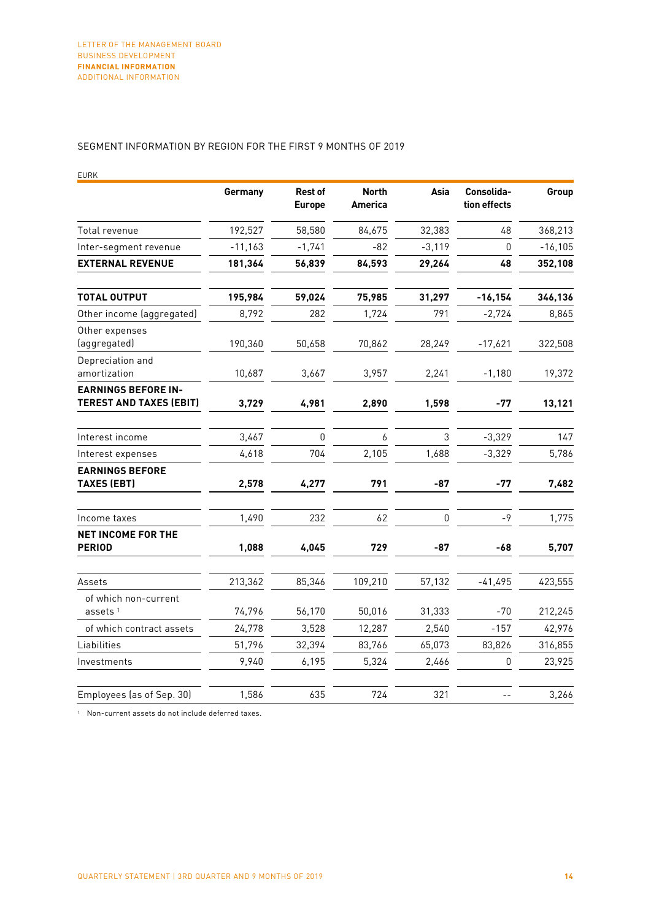## SEGMENT INFORMATION BY REGION FOR THE FIRST 9 MONTHS OF 2019

EURK

| | Germany | Rest of Europe | North America | Asia | Consolida-tion effects | Group |
|---|---|---|---|---|---|---|
| Total revenue | 192,527 | 58,580 | 84,675 | 32,383 | 48 | 368,213 |
| Inter-segment revenue | -11,163 | -1,741 | -82 | -3,119 | 0 | -16,105 |
| **EXTERNAL REVENUE** | **181,364** | **56,839** | **84,593** | **29,264** | **48** | **352,108** |
| **TOTAL OUTPUT** | **195,984** | **59,024** | **75,985** | **31,297** | **-16,154** | **346,136** |
| Other income (aggregated) | 8,792 | 282 | 1,724 | 791 | -2,724 | 8,865 |
| Other expenses (aggregated) | 190,360 | 50,658 | 70,862 | 28,249 | -17,621 | 322,508 |
| Depreciation and amortization | 10,687 | 3,667 | 3,957 | 2,241 | -1,180 | 19,372 |
| **EARNINGS BEFORE INTEREST AND TAXES (EBIT)** | **3,729** | **4,981** | **2,890** | **1,598** | **-77** | **13,121** |
| Interest income | 3,467 | 0 | 6 | 3 | -3,329 | 147 |
| Interest expenses | 4,618 | 704 | 2,105 | 1,688 | -3,329 | 5,786 |
| **EARNINGS BEFORE TAXES (EBT)** | **2,578** | **4,277** | **791** | **-87** | **-77** | **7,482** |
| Income taxes | 1,490 | 232 | 62 | 0 | -9 | 1,775 |
| **NET INCOME FOR THE PERIOD** | **1,088** | **4,045** | **729** | **-87** | **-68** | **5,707** |
| Assets | 213,362 | 85,346 | 109,210 | 57,132 | -41,495 | 423,555 |
| of which non-current assets [1] | 74,796 | 56,170 | 50,016 | 31,333 | -70 | 212,245 |
| of which contract assets | 24,778 | 3,528 | 12,287 | 2,540 | -157 | 42,976 |
| Liabilities | 51,796 | 32,394 | 83,766 | 65,073 | 83,826 | 316,855 |
| Investments | 9,940 | 6,195 | 5,324 | 2,466 | 0 | 23,925 |
| Employees (as of Sep. 30) | 1,586 | 635 | 724 | 321 | -- | 3,266 |

[1] Non-current assets do not include deferred taxes.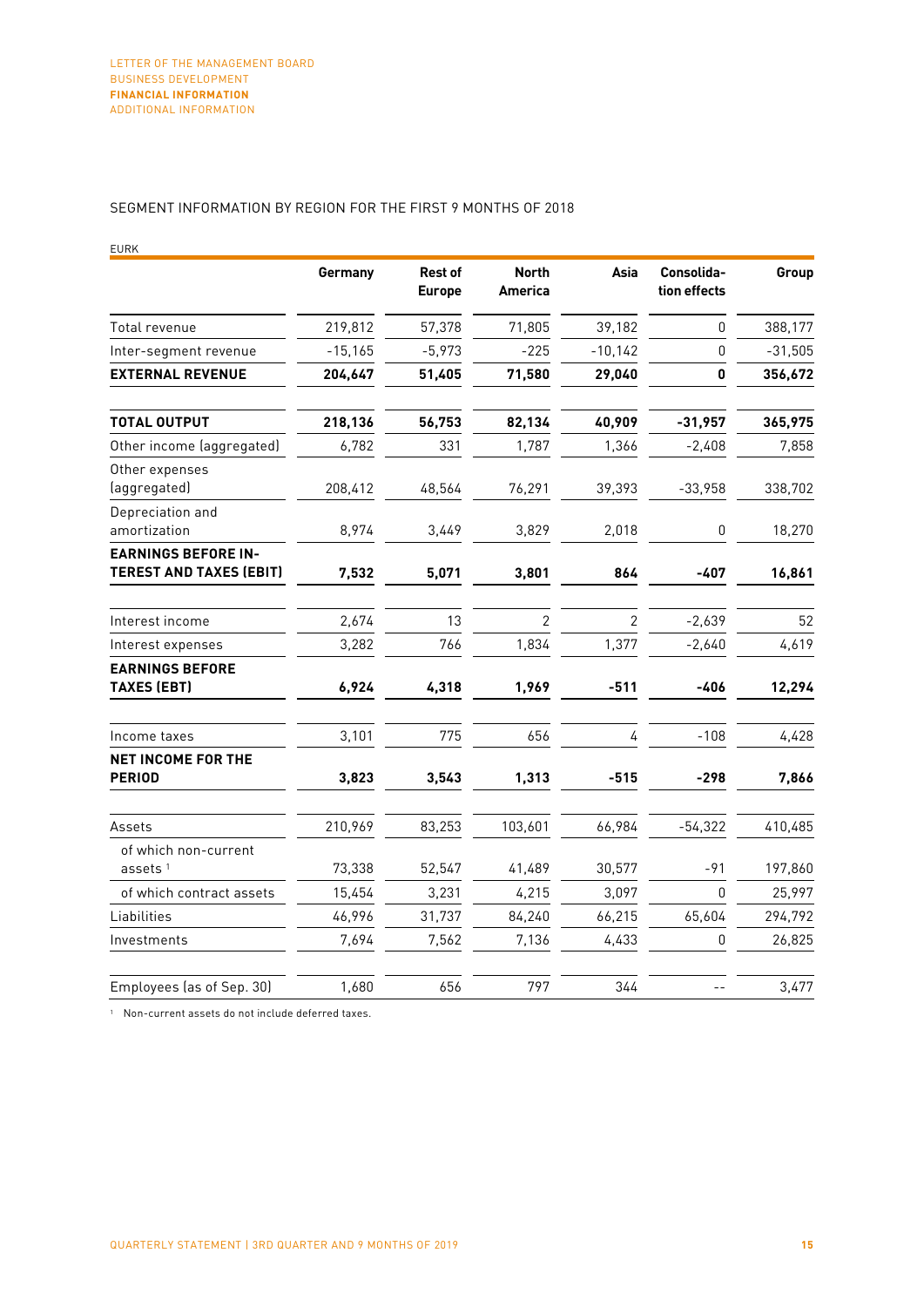SEGMENT INFORMATION BY REGION FOR THE FIRST 9 MONTHS OF 2018

EURK

| | Germany | Rest of Europe | North America | Asia | Consolida-tion effects | Group |
|---|---|---|---|---|---|---|
| Total revenue | 219,812 | 57,378 | 71,805 | 39,182 | 0 | 388,177 |
| Inter-segment revenue | -15,165 | -5,973 | -225 | -10,142 | 0 | -31,505 |
| **EXTERNAL REVENUE** | **204,647** | **51,405** | **71,580** | **29,040** | **0** | **356,672** |
| **TOTAL OUTPUT** | **218,136** | **56,753** | **82,134** | **40,909** | **-31,957** | **365,975** |
| Other income (aggregated) | 6,782 | 331 | 1,787 | 1,366 | -2,408 | 7,858 |
| Other expenses (aggregated) | 208,412 | 48,564 | 76,291 | 39,393 | -33,958 | 338,702 |
| Depreciation and amortization | 8,974 | 3,449 | 3,829 | 2,018 | 0 | 18,270 |
| **EARNINGS BEFORE INTEREST AND TAXES (EBIT)** | **7,532** | **5,071** | **3,801** | **864** | **-407** | **16,861** |
| Interest income | 2,674 | 13 | 2 | 2 | -2,639 | 52 |
| Interest expenses | 3,282 | 766 | 1,834 | 1,377 | -2,640 | 4,619 |
| **EARNINGS BEFORE TAXES (EBT)** | **6,924** | **4,318** | **1,969** | **-511** | **-406** | **12,294** |
| Income taxes | 3,101 | 775 | 656 | 4 | -108 | 4,428 |
| **NET INCOME FOR THE PERIOD** | **3,823** | **3,543** | **1,313** | **-515** | **-298** | **7,866** |
| Assets | 210,969 | 83,253 | 103,601 | 66,984 | -54,322 | 410,485 |
| of which non-current assets [1] | 73,338 | 52,547 | 41,489 | 30,577 | -91 | 197,860 |
| of which contract assets | 15,454 | 3,231 | 4,215 | 3,097 | 0 | 25,997 |
| Liabilities | 46,996 | 31,737 | 84,240 | 66,215 | 65,604 | 294,792 |
| Investments | 7,694 | 7,562 | 7,136 | 4,433 | 0 | 26,825 |
| Employees (as of Sep. 30) | 1,680 | 656 | 797 | 344 | -- | 3,477 |

[1] Non-current assets do not include deferred taxes.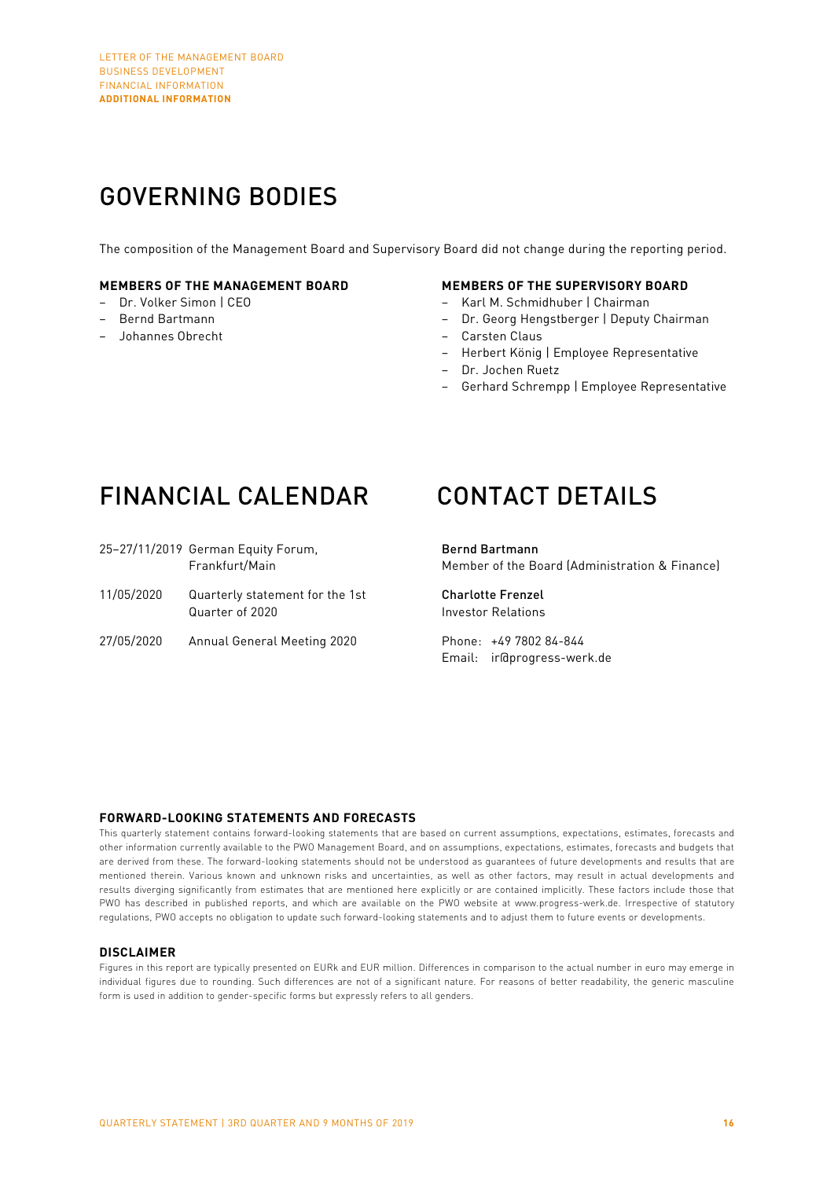LETTER OF THE MANAGEMENT BOARD
BUSINESS DEVELOPMENT
FINANCIAL INFORMATION
**ADDITIONAL INFORMATION**

# GOVERNING BODIES

The composition of the Management Board and Supervisory Board did not change during the reporting period.

### MEMBERS OF THE MANAGEMENT BOARD

- Dr. Volker Simon | CEO
- Bernd Bartmann
- Johannes Obrecht

### MEMBERS OF THE SUPERVISORY BOARD

- Karl M. Schmidhuber | Chairman
- Dr. Georg Hengstberger | Deputy Chairman
- Carsten Claus
- Herbert König | Employee Representative
- Dr. Jochen Ruetz
- Gerhard Schrempp | Employee Representative

# FINANCIAL CALENDAR

| | |
|---|---|
| 25–27/11/2019 | German Equity Forum, Frankfurt/Main |
| 11/05/2020 | Quarterly statement for the 1st Quarter of 2020 |
| 27/05/2020 | Annual General Meeting 2020 |

# CONTACT DETAILS

**Bernd Bartmann**
Member of the Board (Administration & Finance)

**Charlotte Frenzel**
Investor Relations

Phone: +49 7802 84-844
Email: ir@progress-werk.de

### FORWARD-LOOKING STATEMENTS AND FORECASTS

This quarterly statement contains forward-looking statements that are based on current assumptions, expectations, estimates, forecasts and other information currently available to the PWO Management Board, and on assumptions, expectations, estimates, forecasts and budgets that are derived from these. The forward-looking statements should not be understood as guarantees of future developments and results that are mentioned therein. Various known and unknown risks and uncertainties, as well as other factors, may result in actual developments and results diverging significantly from estimates that are mentioned here explicitly or are contained implicitly. These factors include those that PWO has described in published reports, and which are available on the PWO website at www.progress-werk.de. Irrespective of statutory regulations, PWO accepts no obligation to update such forward-looking statements and to adjust them to future events or developments.

### DISCLAIMER

Figures in this report are typically presented on EURk and EUR million. Differences in comparison to the actual number in euro may emerge in individual figures due to rounding. Such differences are not of a significant nature. For reasons of better readability, the generic masculine form is used in addition to gender-specific forms but expressly refers to all genders.